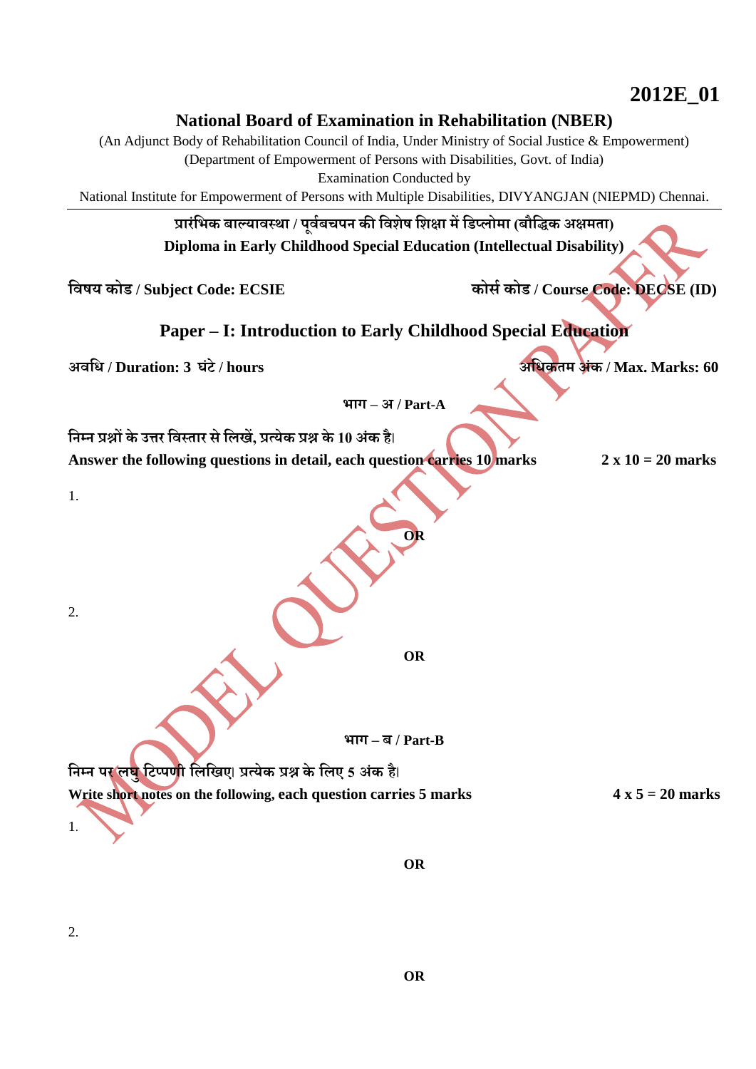**2012E_01**

# National Board of Examination in Rehabilitation (NBER)

(An Adjunct Body of Rehabilitation Council of India, Under Ministry of Social Justice & Empowerment)
(Department of Empowerment of Persons with Disabilities, Govt. of India)
Examination Conducted by
National Institute for Empowerment of Persons with Multiple Disabilities, DIVYANGJAN (NIEPMD) Chennai.

---

**प्रारंभिक बाल्यावस्था / पूर्वबचपन की विशेष शिक्षा में डिप्लोमा (बौद्धिक अक्षमता)**
**Diploma in Early Childhood Special Education (Intellectual Disability)**

**विषय कोड / Subject Code: ECSIE** | **कोर्स कोड / Course Code: DECSE (ID)**

## Paper – I: Introduction to Early Childhood Special Education

**अवधि / Duration: 3 घंटे / hours** | **अधिकतम अंक / Max. Marks: 60**

**भाग – अ / Part-A**

**निम्न प्रश्नों के उत्तर विस्तार से लिखें, प्रत्येक प्रश्न के 10 अंक है।**
**Answer the following questions in detail, each question carries 10 marks** **2 x 10 = 20 marks**

1.

**OR**

2.

**OR**

**भाग – ब / Part-B**

**निम्न पर लघु टिप्पणी लिखिए। प्रत्येक प्रश्न के लिए 5 अंक है।**
**Write short notes on the following, each question carries 5 marks** **4 x 5 = 20 marks**

1.

**OR**

2.

**OR**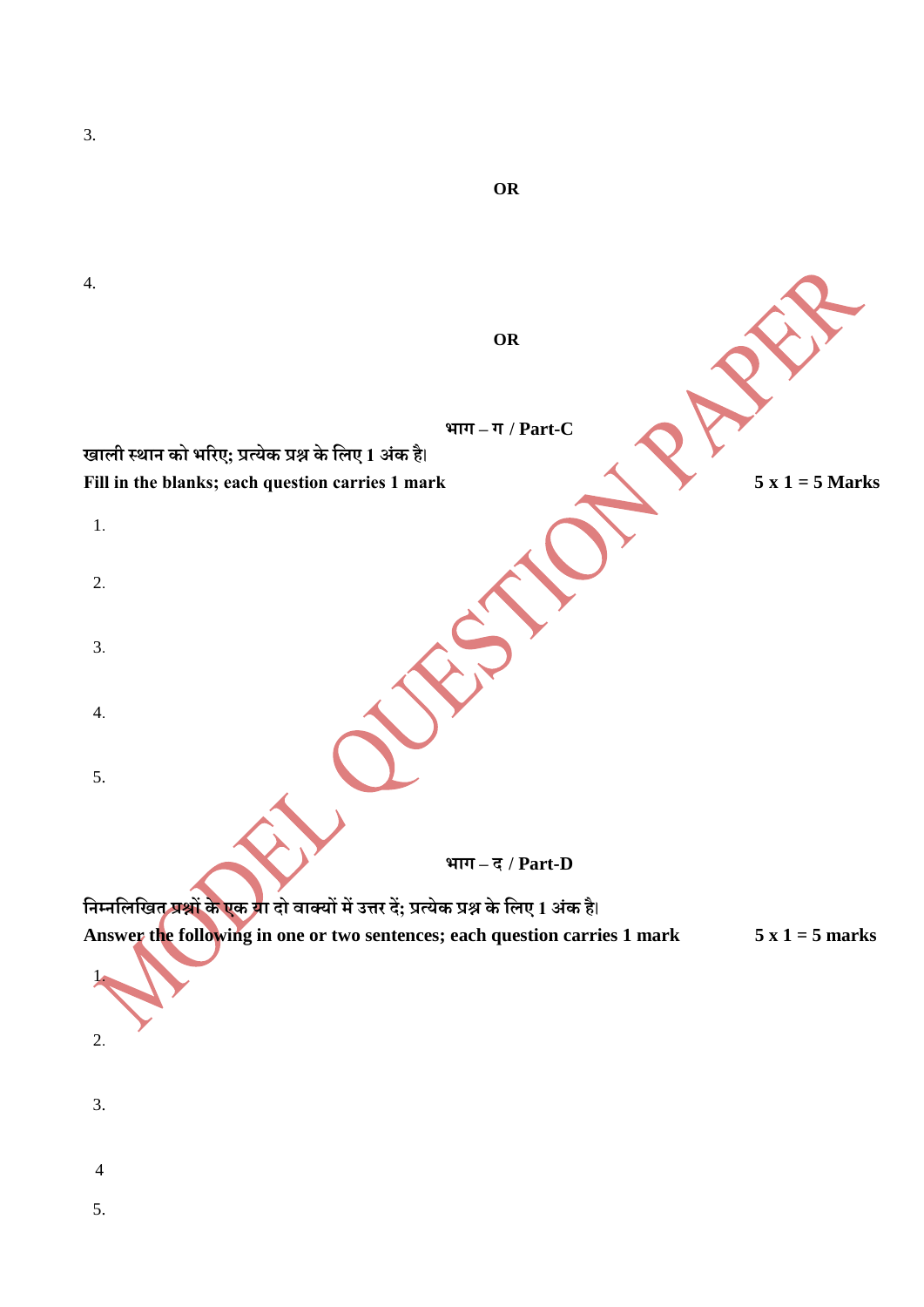3.

**OR**

4.

**OR**

## भाग – ग / Part-C

**खाली स्थान को भरिए; प्रत्येक प्रश्न के लिए 1 अंक है।**
**Fill in the blanks; each question carries 1 mark** **5 x 1 = 5 Marks**

1.

2.

3.

4.

5.

## भाग – द / Part-D

**निम्नलिखित प्रश्नों के एक या दो वाक्यों में उत्तर दें; प्रत्येक प्रश्न के लिए 1 अंक है।**
**Answer the following in one or two sentences; each question carries 1 mark** **5 x 1 = 5 marks**

1.

2.

3.

4

5.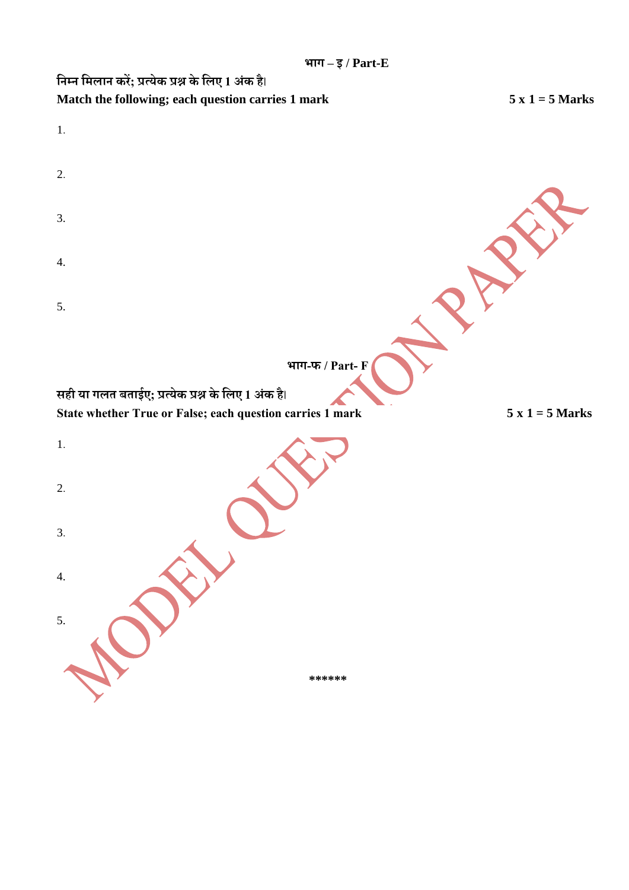## भाग – इ / Part-E

**निम्न मिलान करें; प्रत्येक प्रश्न के लिए 1 अंक है।**

**Match the following; each question carries 1 mark** **5 x 1 = 5 Marks**

1.

2.

3.

4.

5.

## भाग-फ / Part- F

**सही या गलत बताईए; प्रत्येक प्रश्न के लिए 1 अंक है।**

**State whether True or False; each question carries 1 mark** **5 x 1 = 5 Marks**

1.

2.

3.

4.

5.

******

MODEL QUESTION PAPER